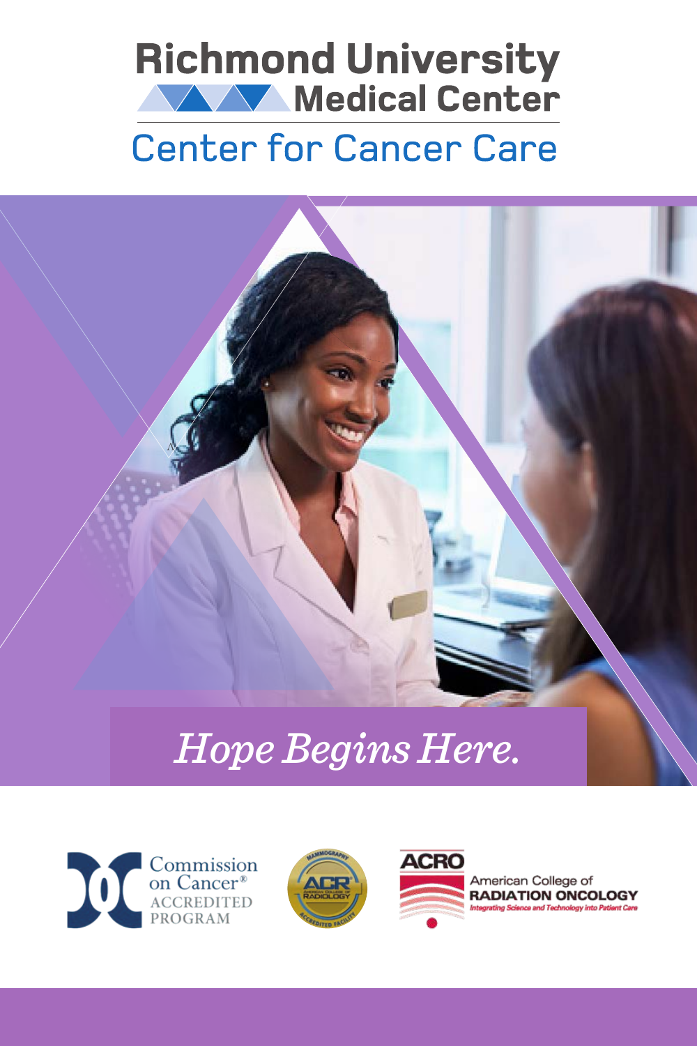# Richmond University Medical Center

## Center for Cancer Care

*Hope Begins Here.*

Commission on Cancer® ACCREDITED PROGRAM

MAMMOGRAPHY ACR AMERICAN COLLEGE OF RADIOLOGY ACCREDITED FACILITY

ACRO American College of RADIATION ONCOLOGY Integrating Science and Technology into Patient Care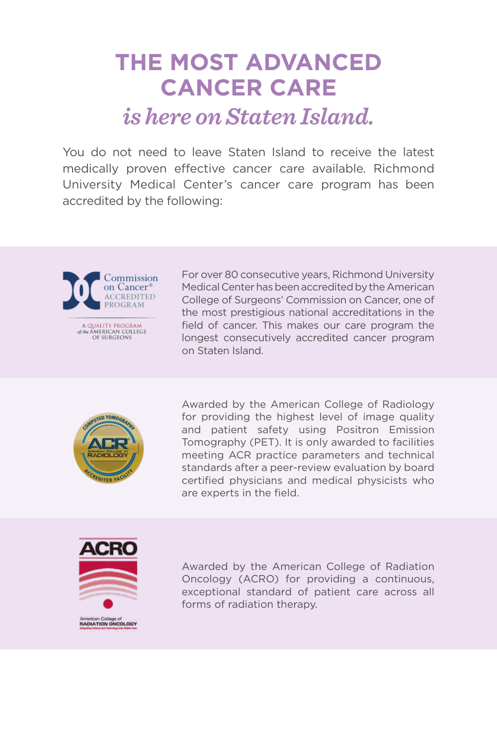# THE MOST ADVANCED CANCER CARE

## *is here on Staten Island.*

You do not need to leave Staten Island to receive the latest medically proven effective cancer care available. Richmond University Medical Center's cancer care program has been accredited by the following:

Commission on Cancer® ACCREDITED PROGRAM

A QUALITY PROGRAM of the AMERICAN COLLEGE OF SURGEONS

For over 80 consecutive years, Richmond University Medical Center has been accredited by the American College of Surgeons' Commission on Cancer, one of the most prestigious national accreditations in the field of cancer. This makes our care program the longest consecutively accredited cancer program on Staten Island.

COMPUTED TOMOGRAPHY ACR AMERICAN COLLEGE OF RADIOLOGY ACCREDITED FACILITY

Awarded by the American College of Radiology for providing the highest level of image quality and patient safety using Positron Emission Tomography (PET). It is only awarded to facilities meeting ACR practice parameters and technical standards after a peer-review evaluation by board certified physicians and medical physicists who are experts in the field.

ACRO

American College of RADIATION ONCOLOGY

Awarded by the American College of Radiation Oncology (ACRO) for providing a continuous, exceptional standard of patient care across all forms of radiation therapy.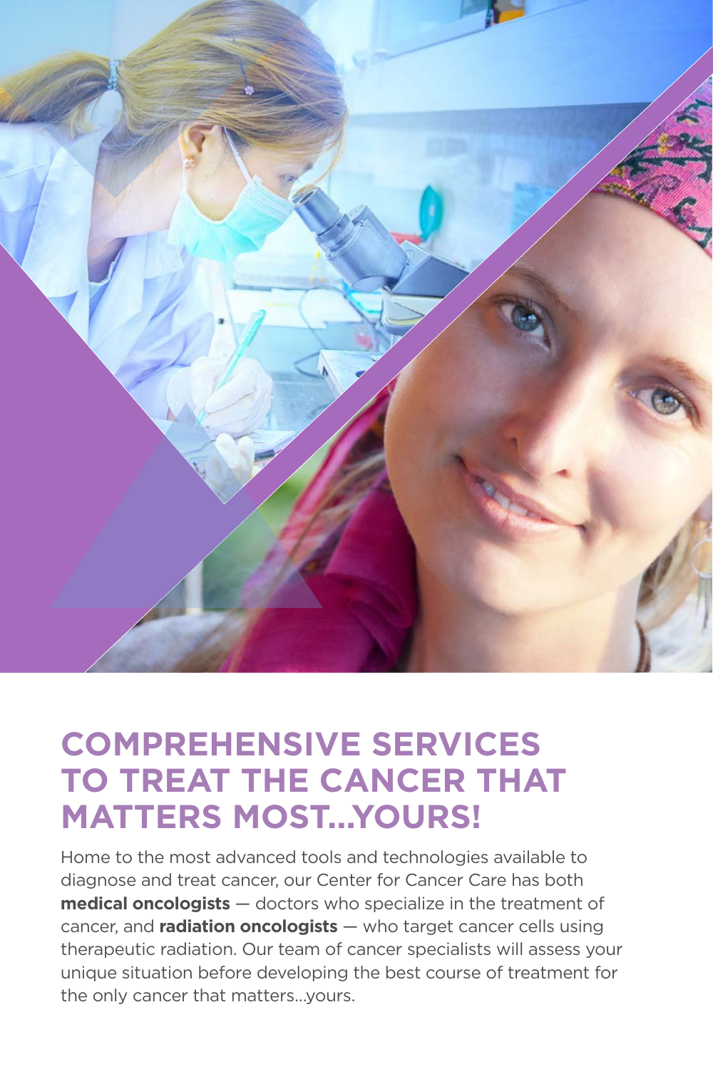# COMPREHENSIVE SERVICES TO TREAT THE CANCER THAT MATTERS MOST...YOURS!

Home to the most advanced tools and technologies available to diagnose and treat cancer, our Center for Cancer Care has both **medical oncologists** — doctors who specialize in the treatment of cancer, and **radiation oncologists** — who target cancer cells using therapeutic radiation. Our team of cancer specialists will assess your unique situation before developing the best course of treatment for the only cancer that matters...yours.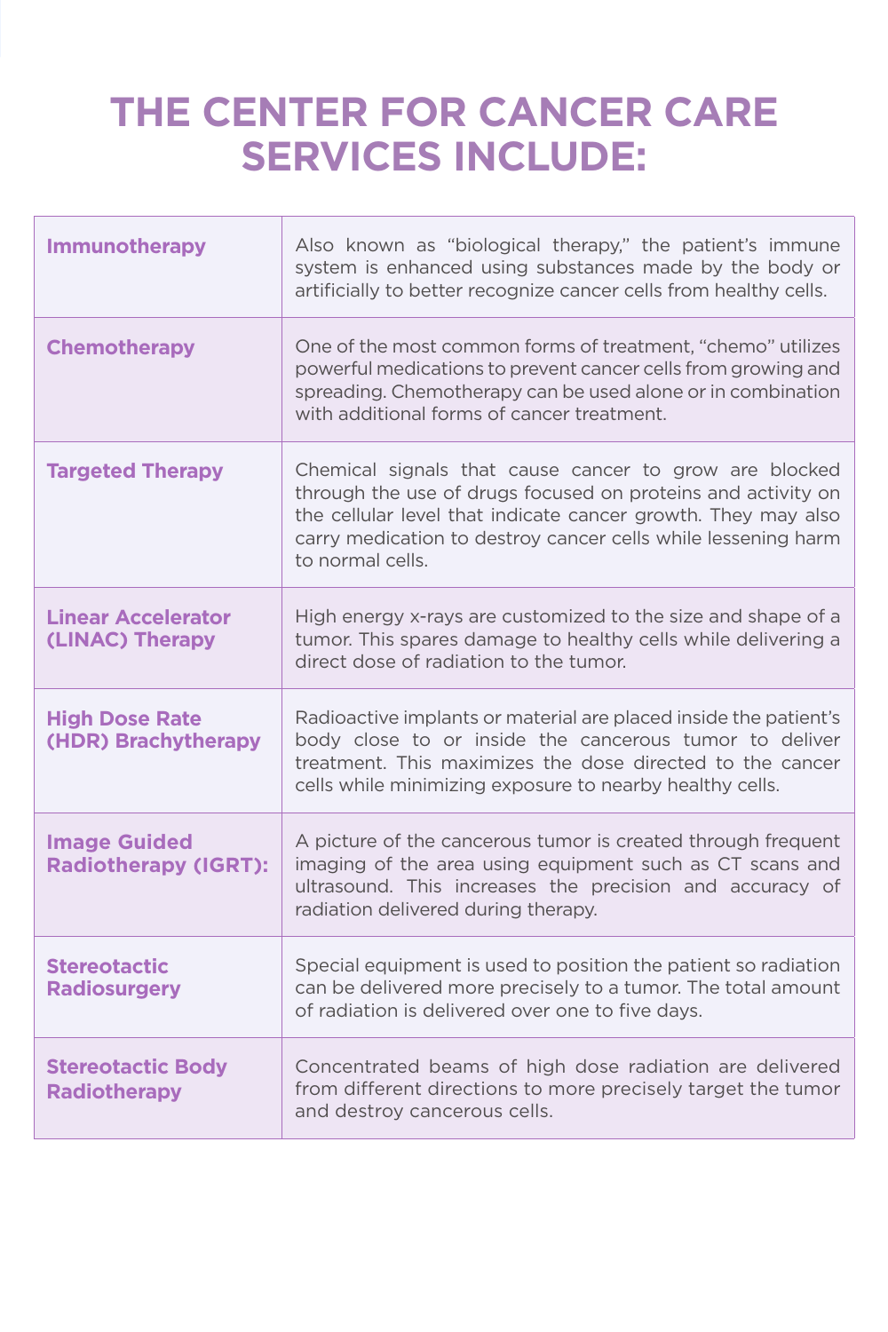# THE CENTER FOR CANCER CARE SERVICES INCLUDE:

| | |
|---|---|
| **Immunotherapy** | Also known as "biological therapy," the patient's immune system is enhanced using substances made by the body or artificially to better recognize cancer cells from healthy cells. |
| **Chemotherapy** | One of the most common forms of treatment, "chemo" utilizes powerful medications to prevent cancer cells from growing and spreading. Chemotherapy can be used alone or in combination with additional forms of cancer treatment. |
| **Targeted Therapy** | Chemical signals that cause cancer to grow are blocked through the use of drugs focused on proteins and activity on the cellular level that indicate cancer growth. They may also carry medication to destroy cancer cells while lessening harm to normal cells. |
| **Linear Accelerator (LINAC) Therapy** | High energy x-rays are customized to the size and shape of a tumor. This spares damage to healthy cells while delivering a direct dose of radiation to the tumor. |
| **High Dose Rate (HDR) Brachytherapy** | Radioactive implants or material are placed inside the patient's body close to or inside the cancerous tumor to deliver treatment. This maximizes the dose directed to the cancer cells while minimizing exposure to nearby healthy cells. |
| **Image Guided Radiotherapy (IGRT):** | A picture of the cancerous tumor is created through frequent imaging of the area using equipment such as CT scans and ultrasound. This increases the precision and accuracy of radiation delivered during therapy. |
| **Stereotactic Radiosurgery** | Special equipment is used to position the patient so radiation can be delivered more precisely to a tumor. The total amount of radiation is delivered over one to five days. |
| **Stereotactic Body Radiotherapy** | Concentrated beams of high dose radiation are delivered from different directions to more precisely target the tumor and destroy cancerous cells. |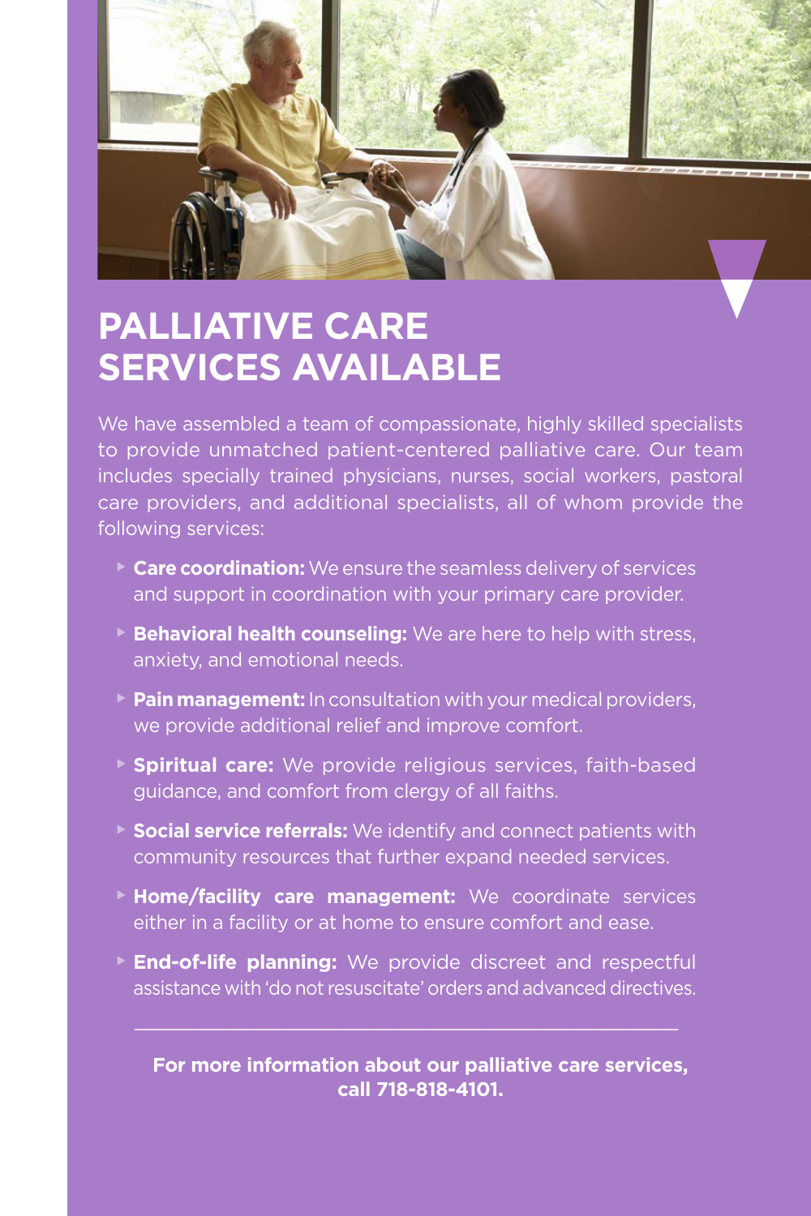# PALLIATIVE CARE SERVICES AVAILABLE

We have assembled a team of compassionate, highly skilled specialists to provide unmatched patient-centered palliative care. Our team includes specially trained physicians, nurses, social workers, pastoral care providers, and additional specialists, all of whom provide the following services:

- **Care coordination:** We ensure the seamless delivery of services and support in coordination with your primary care provider.
- **Behavioral health counseling:** We are here to help with stress, anxiety, and emotional needs.
- **Pain management:** In consultation with your medical providers, we provide additional relief and improve comfort.
- **Spiritual care:** We provide religious services, faith-based guidance, and comfort from clergy of all faiths.
- **Social service referrals:** We identify and connect patients with community resources that further expand needed services.
- **Home/facility care management:** We coordinate services either in a facility or at home to ensure comfort and ease.
- **End-of-life planning:** We provide discreet and respectful assistance with 'do not resuscitate' orders and advanced directives.

---

**For more information about our palliative care services, call 718-818-4101.**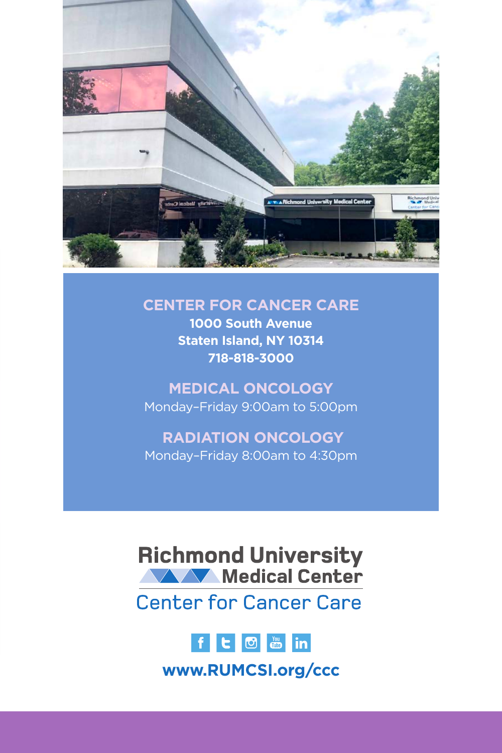## CENTER FOR CANCER CARE

**1000 South Avenue**
**Staten Island, NY 10314**
**718-818-3000**

## MEDICAL ONCOLOGY

Monday–Friday 9:00am to 5:00pm

## RADIATION ONCOLOGY

Monday–Friday 8:00am to 4:30pm

**Richmond University Medical Center**

Center for Cancer Care

**www.RUMCSI.org/ccc**